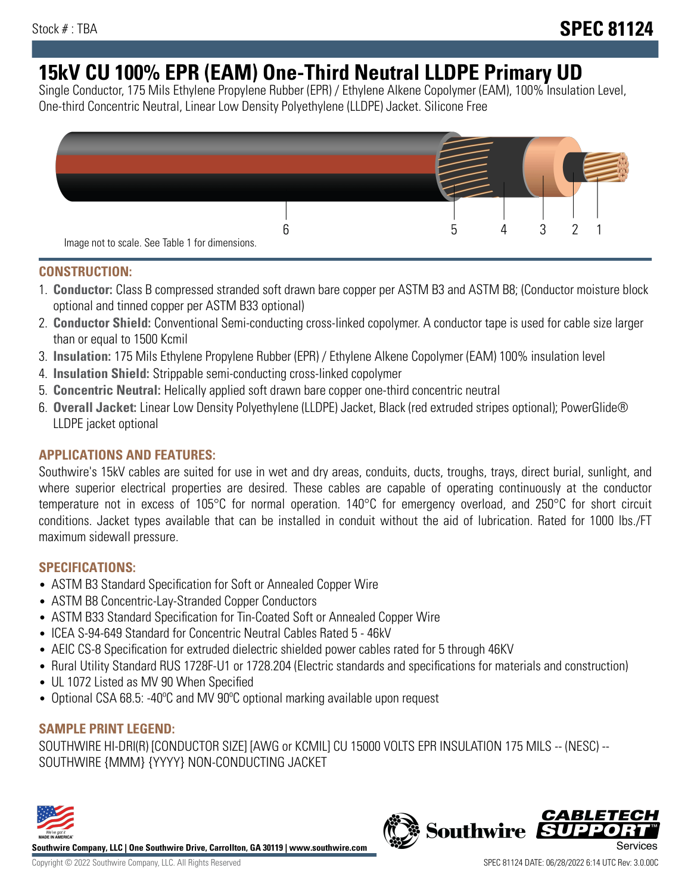Stock # : TBA

# SPEC 81124

# 15kV CU 100% EPR (EAM) One-Third Neutral LLDPE Primary UD

Single Conductor, 175 Mils Ethylene Propylene Rubber (EPR) / Ethylene Alkene Copolymer (EAM), 100% Insulation Level, One-third Concentric Neutral, Linear Low Density Polyethylene (LLDPE) Jacket. Silicone Free

6 5 4 3 2 1

Image not to scale. See Table 1 for dimensions.

## CONSTRUCTION:

1. **Conductor:** Class B compressed stranded soft drawn bare copper per ASTM B3 and ASTM B8; (Conductor moisture block optional and tinned copper per ASTM B33 optional)
2. **Conductor Shield:** Conventional Semi-conducting cross-linked copolymer. A conductor tape is used for cable size larger than or equal to 1500 Kcmil
3. **Insulation:** 175 Mils Ethylene Propylene Rubber (EPR) / Ethylene Alkene Copolymer (EAM) 100% insulation level
4. **Insulation Shield:** Strippable semi-conducting cross-linked copolymer
5. **Concentric Neutral:** Helically applied soft drawn bare copper one-third concentric neutral
6. **Overall Jacket:** Linear Low Density Polyethylene (LLDPE) Jacket, Black (red extruded stripes optional); PowerGlide® LLDPE jacket optional

## APPLICATIONS AND FEATURES:

Southwire's 15kV cables are suited for use in wet and dry areas, conduits, ducts, troughs, trays, direct burial, sunlight, and where superior electrical properties are desired. These cables are capable of operating continuously at the conductor temperature not in excess of 105°C for normal operation. 140°C for emergency overload, and 250°C for short circuit conditions. Jacket types available that can be installed in conduit without the aid of lubrication. Rated for 1000 lbs./FT maximum sidewall pressure.

## SPECIFICATIONS:

- ASTM B3 Standard Specification for Soft or Annealed Copper Wire
- ASTM B8 Concentric-Lay-Stranded Copper Conductors
- ASTM B33 Standard Specification for Tin-Coated Soft or Annealed Copper Wire
- ICEA S-94-649 Standard for Concentric Neutral Cables Rated 5 - 46kV
- AEIC CS-8 Specification for extruded dielectric shielded power cables rated for 5 through 46KV
- Rural Utility Standard RUS 1728F-U1 or 1728.204 (Electric standards and specifications for materials and construction)
- UL 1072 Listed as MV 90 When Specified
- Optional CSA 68.5: -40ºC and MV 90ºC optional marking available upon request

## SAMPLE PRINT LEGEND:

SOUTHWIRE HI-DRI(R) [CONDUCTOR SIZE] [AWG or KCMIL] CU 15000 VOLTS EPR INSULATION 175 MILS -- (NESC) -- SOUTHWIRE {MMM} {YYYY} NON-CONDUCTING JACKET

**Southwire Company, LLC | One Southwire Drive, Carrollton, GA 30119 | www.southwire.com**

Copyright © 2022 Southwire Company, LLC. All Rights Reserved

SPEC 81124 DATE: 06/28/2022 6:14 UTC Rev: 3.0.00C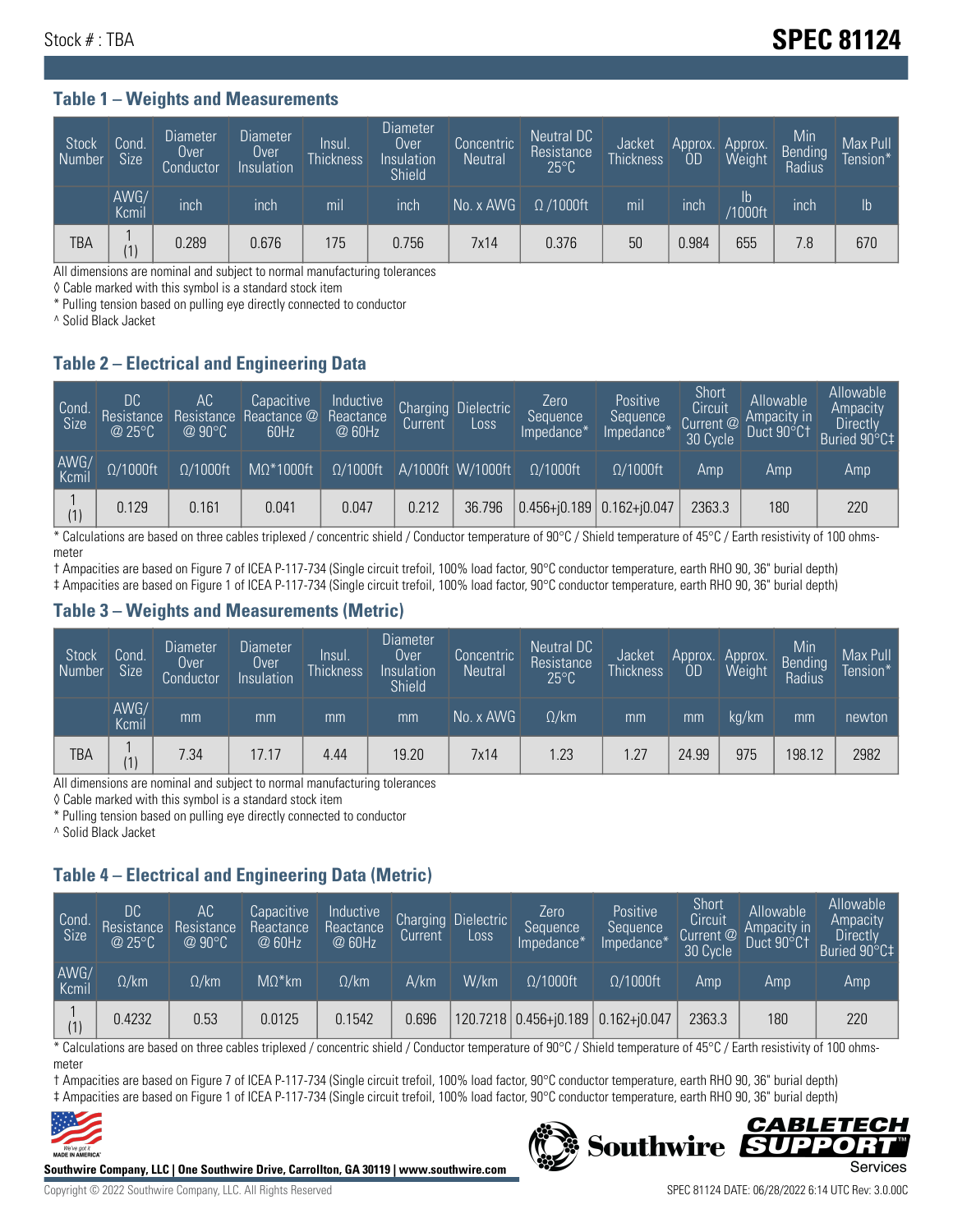Stock # : TBA

# SPEC 81124

## Table 1 – Weights and Measurements

| Stock Number | Cond. Size | Diameter Over Conductor | Diameter Over Insulation | Insul. Thickness | Diameter Over Insulation Shield | Concentric Neutral | Neutral DC Resistance 25°C | Jacket Thickness | Approx. OD | Approx. Weight | Min Bending Radius | Max Pull Tension* |
|---|---|---|---|---|---|---|---|---|---|---|---|---|
| | AWG/ Kcmil | inch | inch | mil | inch | No. x AWG | Ω /1000ft | mil | inch | lb /1000ft | inch | lb |
| TBA | 1 (1) | 0.289 | 0.676 | 175 | 0.756 | 7x14 | 0.376 | 50 | 0.984 | 655 | 7.8 | 670 |

All dimensions are nominal and subject to normal manufacturing tolerances
◊ Cable marked with this symbol is a standard stock item
* Pulling tension based on pulling eye directly connected to conductor
^ Solid Black Jacket

## Table 2 – Electrical and Engineering Data

| Cond. Size | DC Resistance @ 25°C | AC Resistance @ 90°C | Capacitive Reactance @ 60Hz | Inductive Reactance @ 60Hz | Charging Current | Dielectric Loss | Zero Sequence Impedance* | Positive Sequence Impedance* | Short Circuit Current @ 30 Cycle | Allowable Ampacity in Duct 90°C† | Allowable Ampacity Directly Buried 90°C‡ |
|---|---|---|---|---|---|---|---|---|---|---|---|
| AWG/ Kcmil | Ω/1000ft | Ω/1000ft | MΩ*1000ft | Ω/1000ft | A/1000ft | W/1000ft | Ω/1000ft | Ω/1000ft | Amp | Amp | Amp |
| 1 (1) | 0.129 | 0.161 | 0.041 | 0.047 | 0.212 | 36.796 | 0.456+j0.189 | 0.162+j0.047 | 2363.3 | 180 | 220 |

* Calculations are based on three cables triplexed / concentric shield / Conductor temperature of 90°C / Shield temperature of 45°C / Earth resistivity of 100 ohms-meter
† Ampacities are based on Figure 7 of ICEA P-117-734 (Single circuit trefoil, 100% load factor, 90°C conductor temperature, earth RHO 90, 36" burial depth)
‡ Ampacities are based on Figure 1 of ICEA P-117-734 (Single circuit trefoil, 100% load factor, 90°C conductor temperature, earth RHO 90, 36" burial depth)

## Table 3 – Weights and Measurements (Metric)

| Stock Number | Cond. Size | Diameter Over Conductor | Diameter Over Insulation | Insul. Thickness | Diameter Over Insulation Shield | Concentric Neutral | Neutral DC Resistance 25°C | Jacket Thickness | Approx. OD | Approx. Weight | Min Bending Radius | Max Pull Tension* |
|---|---|---|---|---|---|---|---|---|---|---|---|---|
| | AWG/ Kcmil | mm | mm | mm | mm | No. x AWG | Ω/km | mm | mm | kg/km | mm | newton |
| TBA | 1 (1) | 7.34 | 17.17 | 4.44 | 19.20 | 7x14 | 1.23 | 1.27 | 24.99 | 975 | 198.12 | 2982 |

All dimensions are nominal and subject to normal manufacturing tolerances
◊ Cable marked with this symbol is a standard stock item
* Pulling tension based on pulling eye directly connected to conductor
^ Solid Black Jacket

## Table 4 – Electrical and Engineering Data (Metric)

| Cond. Size | DC Resistance @ 25°C | AC Resistance @ 90°C | Capacitive Reactance @ 60Hz | Inductive Reactance @ 60Hz | Charging Current | Dielectric Loss | Zero Sequence Impedance* | Positive Sequence Impedance* | Short Circuit Current @ 30 Cycle | Allowable Ampacity in Duct 90°C† | Allowable Ampacity Directly Buried 90°C‡ |
|---|---|---|---|---|---|---|---|---|---|---|---|
| AWG/ Kcmil | Ω/km | Ω/km | MΩ*km | Ω/km | A/km | W/km | Ω/1000ft | Ω/1000ft | Amp | Amp | Amp |
| 1 (1) | 0.4232 | 0.53 | 0.0125 | 0.1542 | 0.696 | 120.7218 | 0.456+j0.189 | 0.162+j0.047 | 2363.3 | 180 | 220 |

* Calculations are based on three cables triplexed / concentric shield / Conductor temperature of 90°C / Shield temperature of 45°C / Earth resistivity of 100 ohms-meter
† Ampacities are based on Figure 7 of ICEA P-117-734 (Single circuit trefoil, 100% load factor, 90°C conductor temperature, earth RHO 90, 36" burial depth)
‡ Ampacities are based on Figure 1 of ICEA P-117-734 (Single circuit trefoil, 100% load factor, 90°C conductor temperature, earth RHO 90, 36" burial depth)

**Southwire Company, LLC | One Southwire Drive, Carrollton, GA 30119 | www.southwire.com**

Copyright © 2022 Southwire Company, LLC. All Rights Reserved

SPEC 81124 DATE: 06/28/2022 6:14 UTC Rev: 3.0.00C